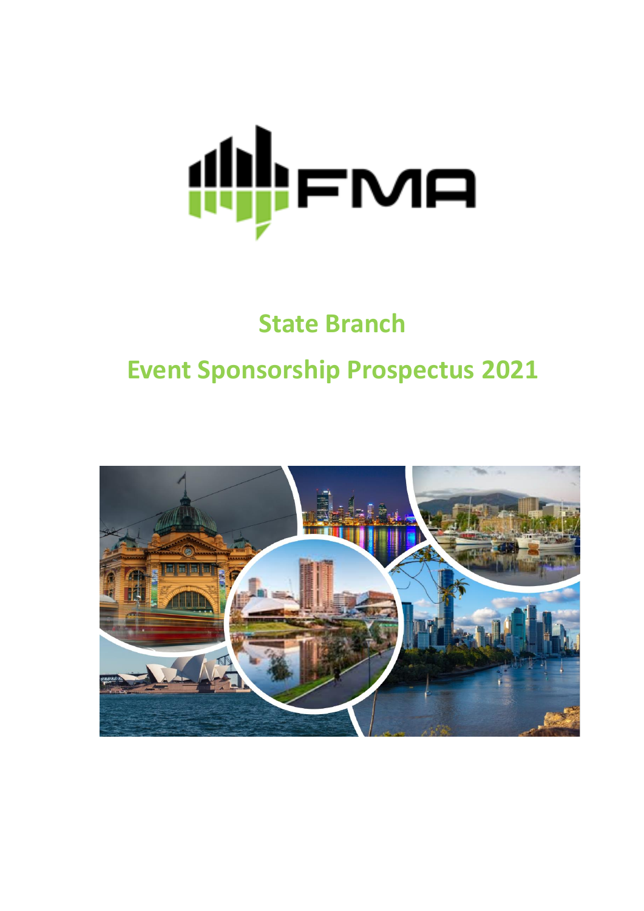FMA

# State Branch

# Event Sponsorship Prospectus 2021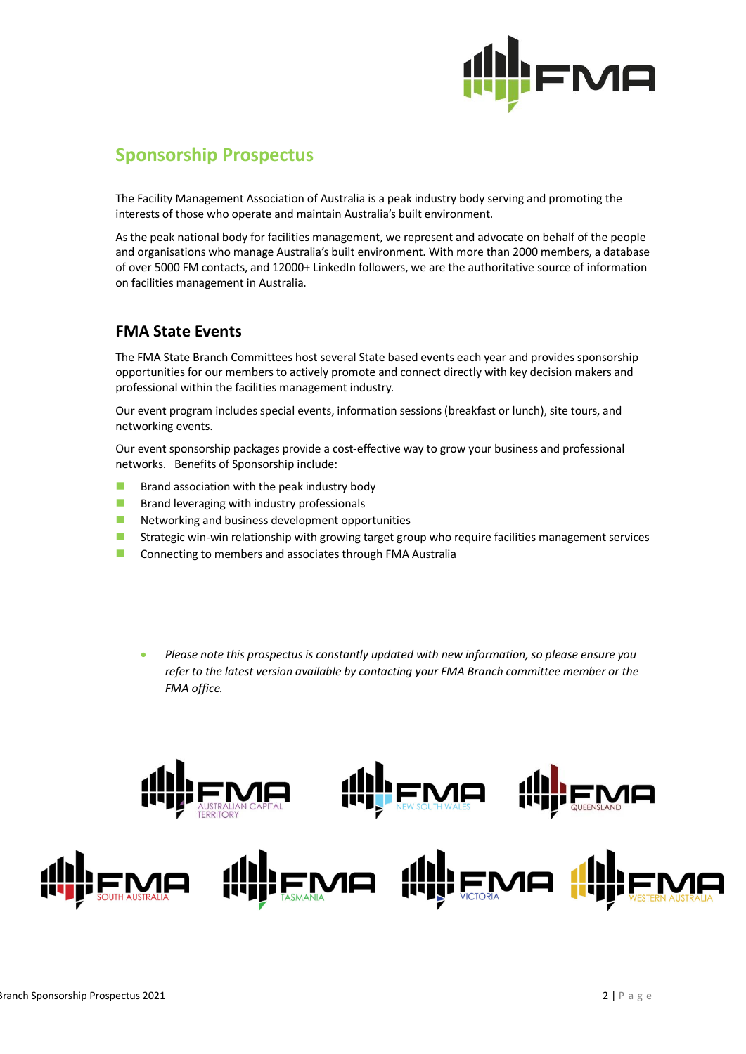## Sponsorship Prospectus

The Facility Management Association of Australia is a peak industry body serving and promoting the interests of those who operate and maintain Australia's built environment.

As the peak national body for facilities management, we represent and advocate on behalf of the people and organisations who manage Australia's built environment. With more than 2000 members, a database of over 5000 FM contacts, and 12000+ LinkedIn followers, we are the authoritative source of information on facilities management in Australia.

### FMA State Events

The FMA State Branch Committees host several State based events each year and provides sponsorship opportunities for our members to actively promote and connect directly with key decision makers and professional within the facilities management industry.

Our event program includes special events, information sessions (breakfast or lunch), site tours, and networking events.

Our event sponsorship packages provide a cost-effective way to grow your business and professional networks. Benefits of Sponsorship include:

- Brand association with the peak industry body
- Brand leveraging with industry professionals
- Networking and business development opportunities
- Strategic win-win relationship with growing target group who require facilities management services
- Connecting to members and associates through FMA Australia

- *Please note this prospectus is constantly updated with new information, so please ensure you refer to the latest version available by contacting your FMA Branch committee member or the FMA office.*

FMA AUSTRALIAN CAPITAL TERRITORY | FMA NEW SOUTH WALES | FMA QUEENSLAND | FMA SOUTH AUSTRALIA | FMA TASMANIA | FMA VICTORIA | FMA WESTERN AUSTRALIA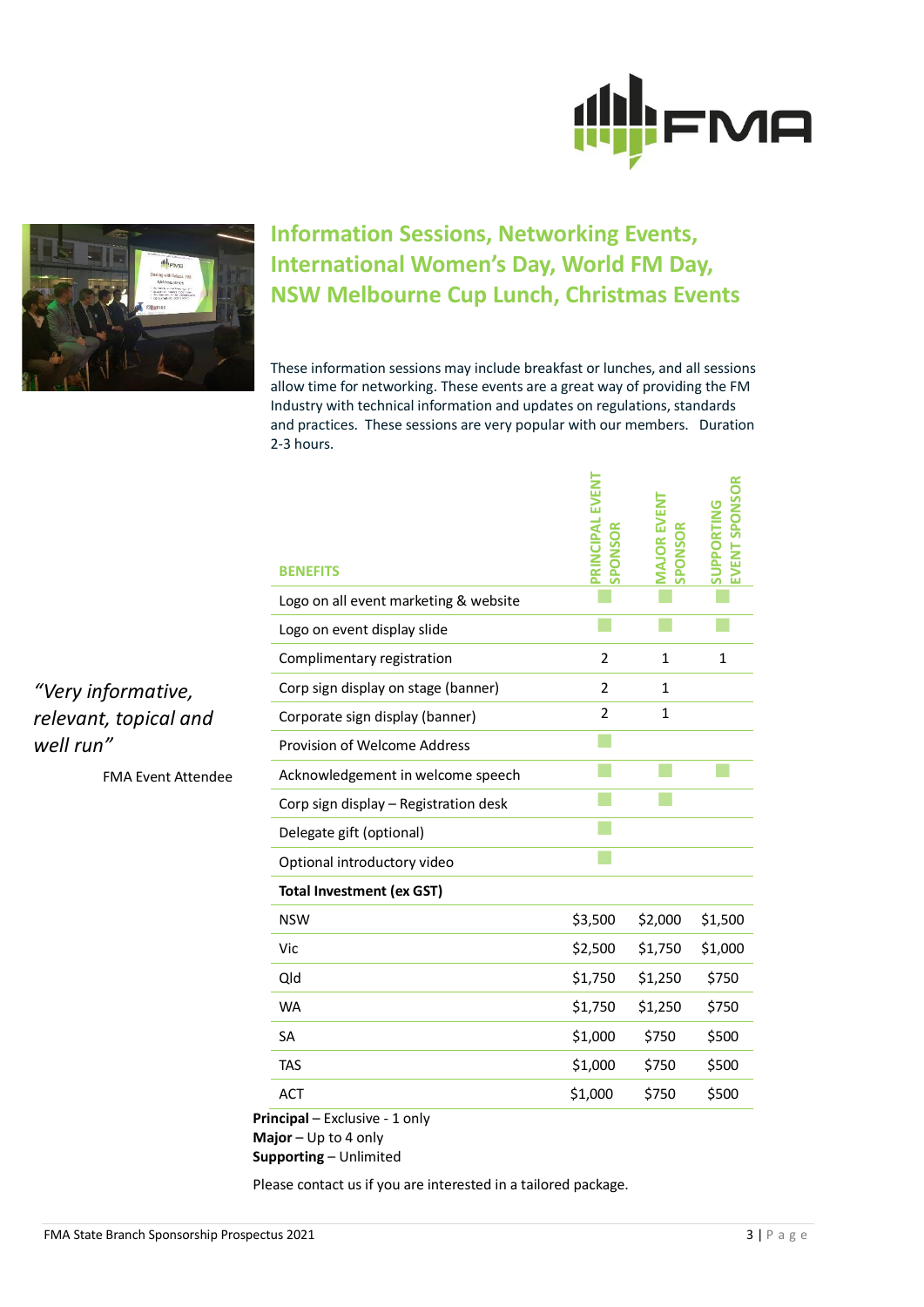## Information Sessions, Networking Events, International Women's Day, World FM Day, NSW Melbourne Cup Lunch, Christmas Events

These information sessions may include breakfast or lunches, and all sessions allow time for networking. These events are a great way of providing the FM Industry with technical information and updates on regulations, standards and practices. These sessions are very popular with our members. Duration 2-3 hours.

*"Very informative, relevant, topical and well run"*

FMA Event Attendee

| BENEFITS | PRINCIPAL EVENT SPONSOR | MAJOR EVENT SPONSOR | SUPPORTING EVENT SPONSOR |
|---|---|---|---|
| Logo on all event marketing & website | ■ | ■ | ■ |
| Logo on event display slide | ■ | ■ | ■ |
| Complimentary registration | 2 | 1 | 1 |
| Corp sign display on stage (banner) | 2 | 1 | |
| Corporate sign display (banner) | 2 | 1 | |
| Provision of Welcome Address | ■ | | |
| Acknowledgement in welcome speech | ■ | ■ | ■ |
| Corp sign display – Registration desk | ■ | ■ | |
| Delegate gift (optional) | ■ | | |
| Optional introductory video | ■ | | |
| **Total Investment (ex GST)** | | | |
| NSW | $3,500 | $2,000 | $1,500 |
| Vic | $2,500 | $1,750 | $1,000 |
| Qld | $1,750 | $1,250 | $750 |
| WA | $1,750 | $1,250 | $750 |
| SA | $1,000 | $750 | $500 |
| TAS | $1,000 | $750 | $500 |
| ACT | $1,000 | $750 | $500 |

**Principal** – Exclusive - 1 only
**Major** – Up to 4 only
**Supporting** – Unlimited

Please contact us if you are interested in a tailored package.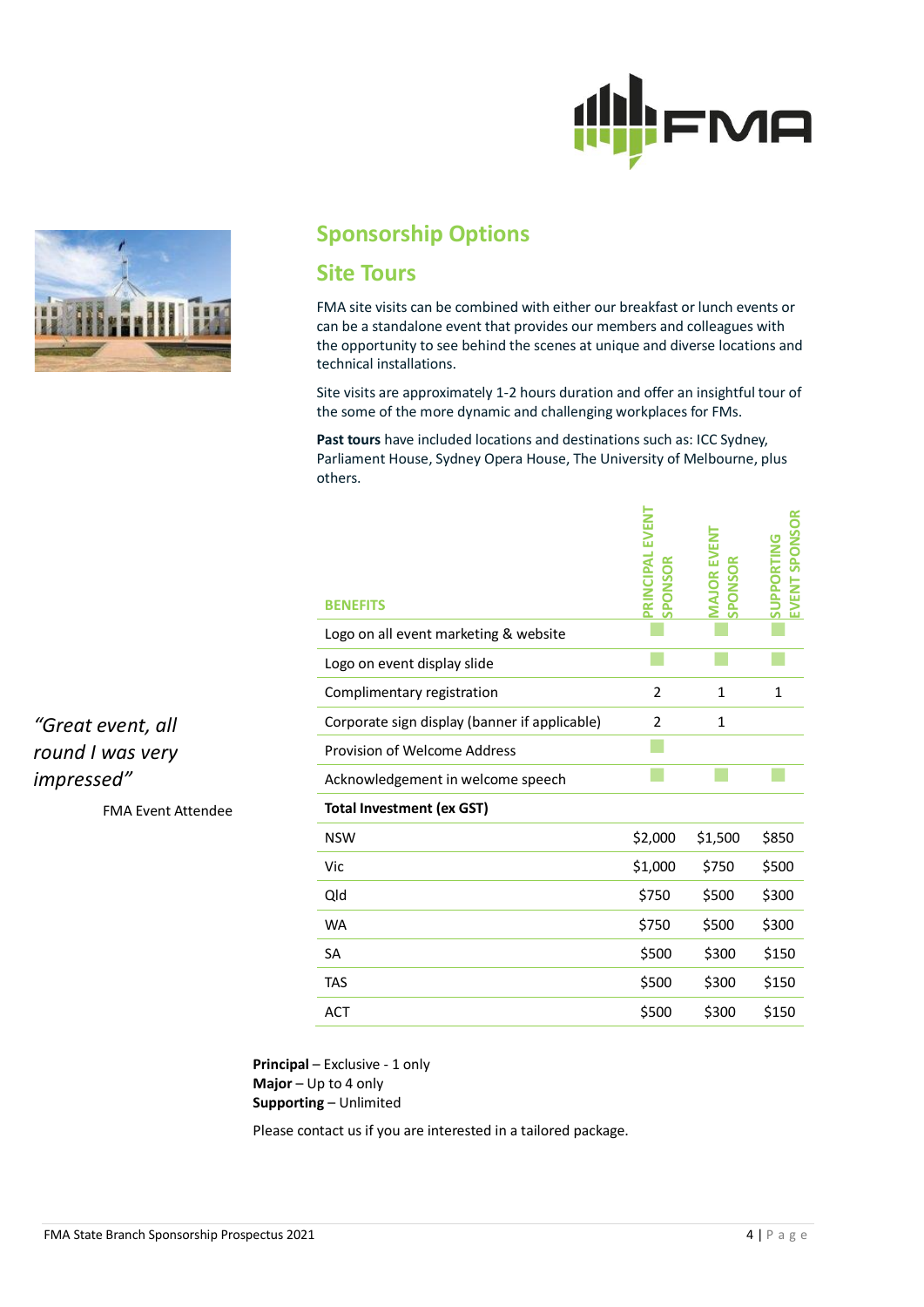## Sponsorship Options

## Site Tours

FMA site visits can be combined with either our breakfast or lunch events or can be a standalone event that provides our members and colleagues with the opportunity to see behind the scenes at unique and diverse locations and technical installations.

Site visits are approximately 1-2 hours duration and offer an insightful tour of the some of the more dynamic and challenging workplaces for FMs.

**Past tours** have included locations and destinations such as: ICC Sydney, Parliament House, Sydney Opera House, The University of Melbourne, plus others.

*"Great event, all round I was very impressed"*

FMA Event Attendee

| BENEFITS | PRINCIPAL EVENT SPONSOR | MAJOR EVENT SPONSOR | SUPPORTING EVENT SPONSOR |
|---|---|---|---|
| Logo on all event marketing & website | ■ | ■ | ■ |
| Logo on event display slide | ■ | ■ | ■ |
| Complimentary registration | 2 | 1 | 1 |
| Corporate sign display (banner if applicable) | 2 | 1 | |
| Provision of Welcome Address | ■ | | |
| Acknowledgement in welcome speech | ■ | ■ | ■ |
| **Total Investment (ex GST)** | | | |
| NSW | $2,000 | $1,500 | $850 |
| Vic | $1,000 | $750 | $500 |
| Qld | $750 | $500 | $300 |
| WA | $750 | $500 | $300 |
| SA | $500 | $300 | $150 |
| TAS | $500 | $300 | $150 |
| ACT | $500 | $300 | $150 |

**Principal** – Exclusive - 1 only
**Major** – Up to 4 only
**Supporting** – Unlimited

Please contact us if you are interested in a tailored package.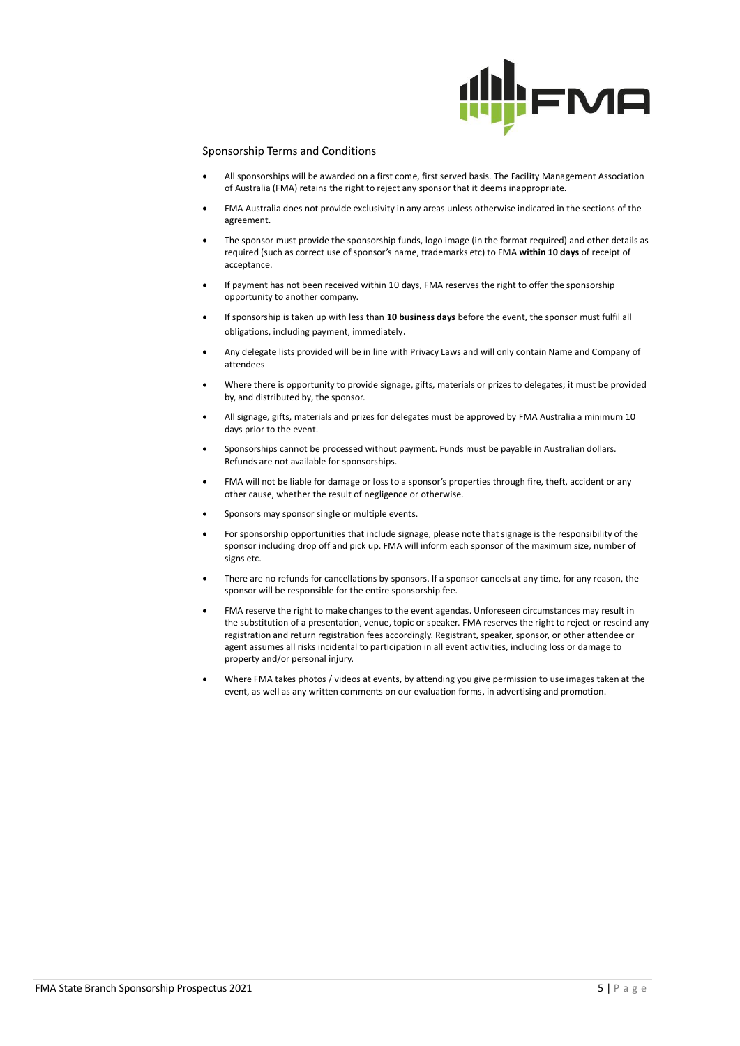## Sponsorship Terms and Conditions

- All sponsorships will be awarded on a first come, first served basis. The Facility Management Association of Australia (FMA) retains the right to reject any sponsor that it deems inappropriate.
- FMA Australia does not provide exclusivity in any areas unless otherwise indicated in the sections of the agreement.
- The sponsor must provide the sponsorship funds, logo image (in the format required) and other details as required (such as correct use of sponsor's name, trademarks etc) to FMA **within 10 days** of receipt of acceptance.
- If payment has not been received within 10 days, FMA reserves the right to offer the sponsorship opportunity to another company.
- If sponsorship is taken up with less than **10 business days** before the event, the sponsor must fulfil all obligations, including payment, immediately.
- Any delegate lists provided will be in line with Privacy Laws and will only contain Name and Company of attendees
- Where there is opportunity to provide signage, gifts, materials or prizes to delegates; it must be provided by, and distributed by, the sponsor.
- All signage, gifts, materials and prizes for delegates must be approved by FMA Australia a minimum 10 days prior to the event.
- Sponsorships cannot be processed without payment. Funds must be payable in Australian dollars. Refunds are not available for sponsorships.
- FMA will not be liable for damage or loss to a sponsor's properties through fire, theft, accident or any other cause, whether the result of negligence or otherwise.
- Sponsors may sponsor single or multiple events.
- For sponsorship opportunities that include signage, please note that signage is the responsibility of the sponsor including drop off and pick up. FMA will inform each sponsor of the maximum size, number of signs etc.
- There are no refunds for cancellations by sponsors. If a sponsor cancels at any time, for any reason, the sponsor will be responsible for the entire sponsorship fee.
- FMA reserve the right to make changes to the event agendas. Unforeseen circumstances may result in the substitution of a presentation, venue, topic or speaker. FMA reserves the right to reject or rescind any registration and return registration fees accordingly. Registrant, speaker, sponsor, or other attendee or agent assumes all risks incidental to participation in all event activities, including loss or damage to property and/or personal injury.
- Where FMA takes photos / videos at events, by attending you give permission to use images taken at the event, as well as any written comments on our evaluation forms, in advertising and promotion.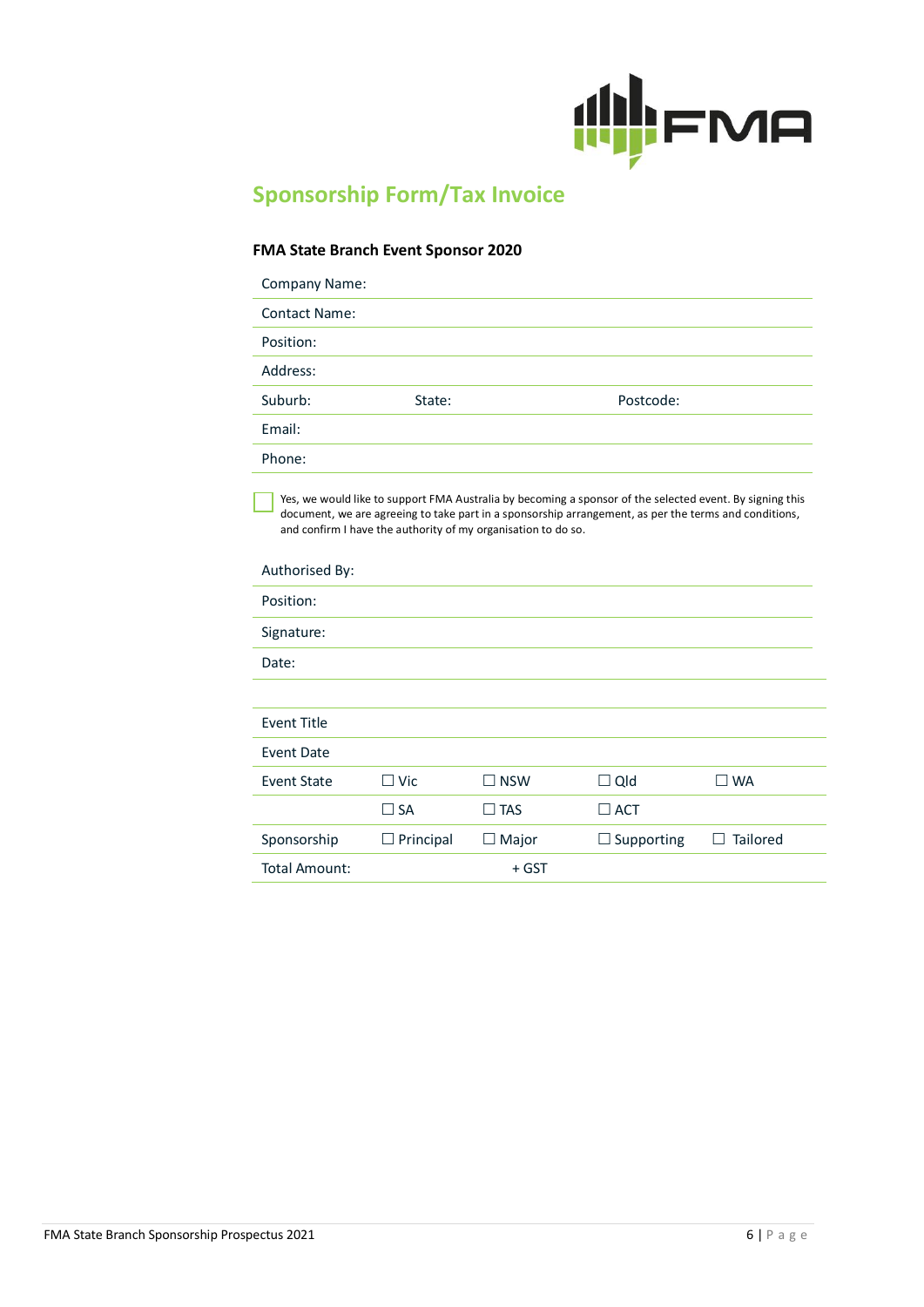## Sponsorship Form/Tax Invoice

**FMA State Branch Event Sponsor 2020**

| | | |
|---|---|---|
| Company Name: | | |
| Contact Name: | | |
| Position: | | |
| Address: | | |
| Suburb: | State: | Postcode: |
| Email: | | |
| Phone: | | |

☐ Yes, we would like to support FMA Australia by becoming a sponsor of the selected event. By signing this document, we are agreeing to take part in a sponsorship arrangement, as per the terms and conditions, and confirm I have the authority of my organisation to do so.

| |
|---|
| Authorised By: |
| Position: |
| Signature: |
| Date: |

| | | | | |
|---|---|---|---|---|
| Event Title | | | | |
| Event Date | | | | |
| Event State | ☐ Vic | ☐ NSW | ☐ Qld | ☐ WA |
| | ☐ SA | ☐ TAS | ☐ ACT | |
| Sponsorship | ☐ Principal | ☐ Major | ☐ Supporting | ☐ Tailored |
| Total Amount: | | + GST | | |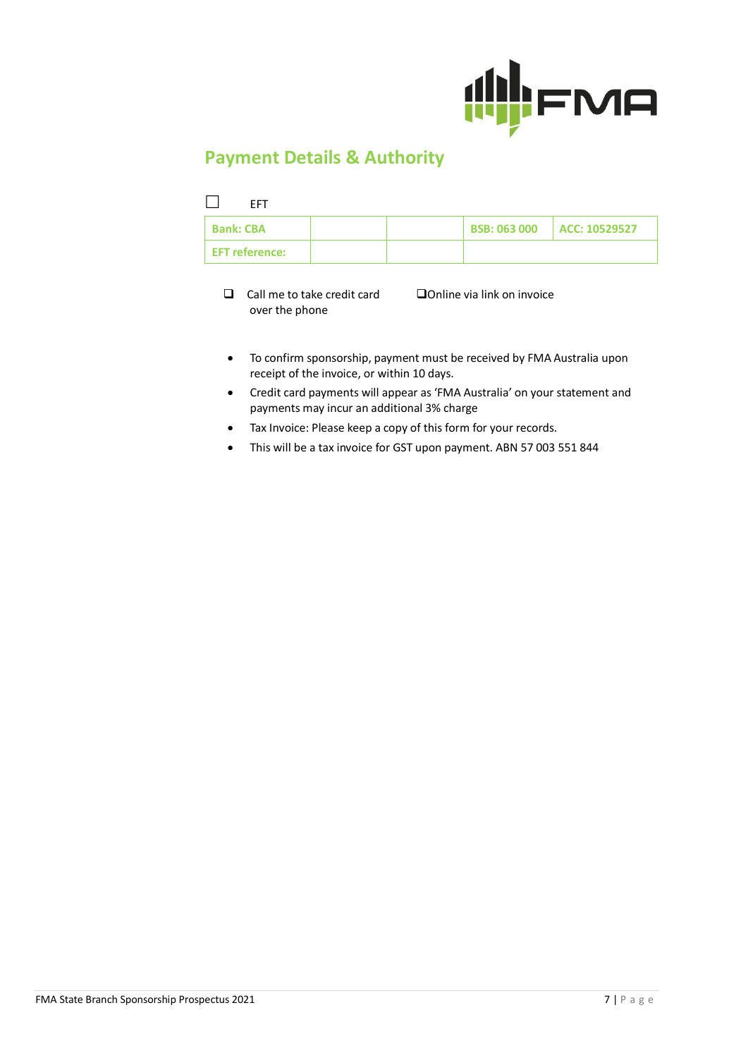## Payment Details & Authority

☐ EFT

| | | | | |
|---|---|---|---|---|
| **Bank: CBA** | | | **BSB: 063 000** | **ACC: 10529527** |
| **EFT reference:** | | | | |

❑ Call me to take credit card over the phone

❑ Online via link on invoice

- To confirm sponsorship, payment must be received by FMA Australia upon receipt of the invoice, or within 10 days.
- Credit card payments will appear as 'FMA Australia' on your statement and payments may incur an additional 3% charge
- Tax Invoice: Please keep a copy of this form for your records.
- This will be a tax invoice for GST upon payment. ABN 57 003 551 844